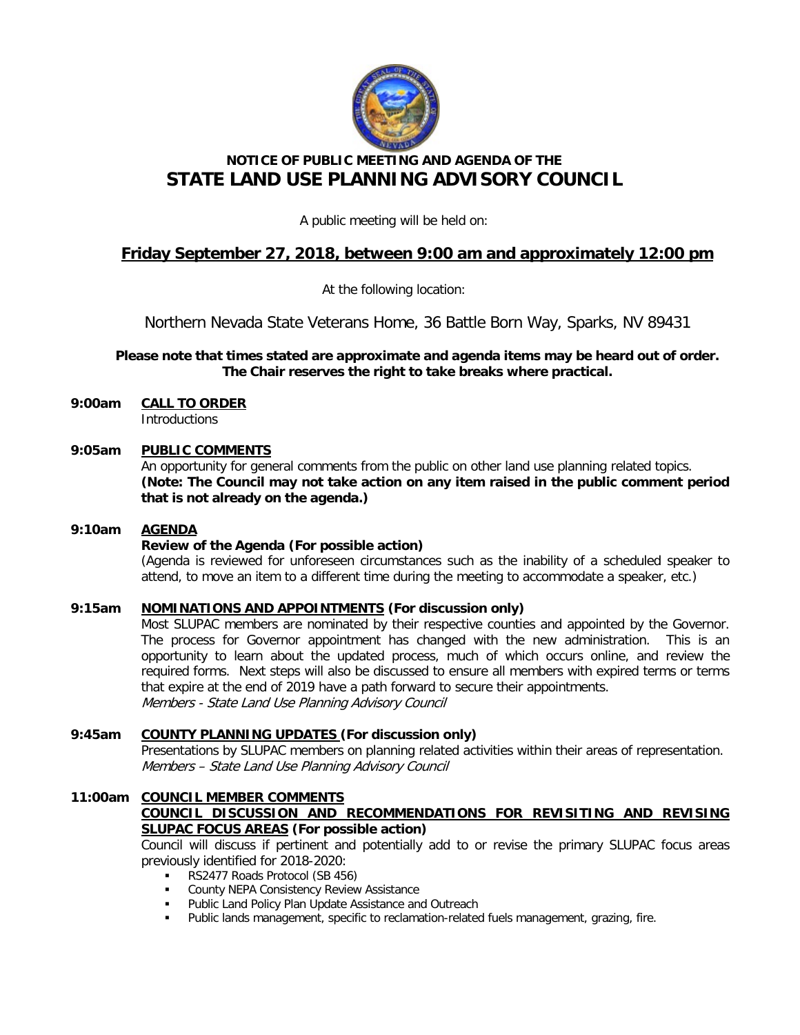**NOTICE OF PUBLIC MEETING AND AGENDA OF THE**

# STATE LAND USE PLANNING ADVISORY COUNCIL

A public meeting will be held on:

## Friday September 27, 2018, between 9:00 am and approximately 12:00 pm

At the following location:

Northern Nevada State Veterans Home, 36 Battle Born Way, Sparks, NV 89431

**Please note that times stated are approximate and agenda items may be heard out of order. The Chair reserves the right to take breaks where practical.**

**9:00am** **CALL TO ORDER**
Introductions

**9:05am** **PUBLIC COMMENTS**
An opportunity for general comments from the public on other land use planning related topics. **(Note: The Council may not take action on any item raised in the public comment period that is not already on the agenda.)**

**9:10am** **AGENDA**
**Review of the Agenda (For possible action)**
(Agenda is reviewed for unforeseen circumstances such as the inability of a scheduled speaker to attend, to move an item to a different time during the meeting to accommodate a speaker, etc.)

**9:15am** **NOMINATIONS AND APPOINTMENTS (For discussion only)**
Most SLUPAC members are nominated by their respective counties and appointed by the Governor. The process for Governor appointment has changed with the new administration. This is an opportunity to learn about the updated process, much of which occurs online, and review the required forms. Next steps will also be discussed to ensure all members with expired terms or terms that expire at the end of 2019 have a path forward to secure their appointments.
*Members - State Land Use Planning Advisory Council*

**9:45am** **COUNTY PLANNING UPDATES (For discussion only)**
Presentations by SLUPAC members on planning related activities within their areas of representation.
*Members – State Land Use Planning Advisory Council*

**11:00am** **COUNCIL MEMBER COMMENTS**
**COUNCIL DISCUSSION AND RECOMMENDATIONS FOR REVISITING AND REVISING SLUPAC FOCUS AREAS (For possible action)**
Council will discuss if pertinent and potentially add to or revise the primary SLUPAC focus areas previously identified for 2018-2020:

- RS2477 Roads Protocol (SB 456)
- County NEPA Consistency Review Assistance
- Public Land Policy Plan Update Assistance and Outreach
- Public lands management, specific to reclamation-related fuels management, grazing, fire.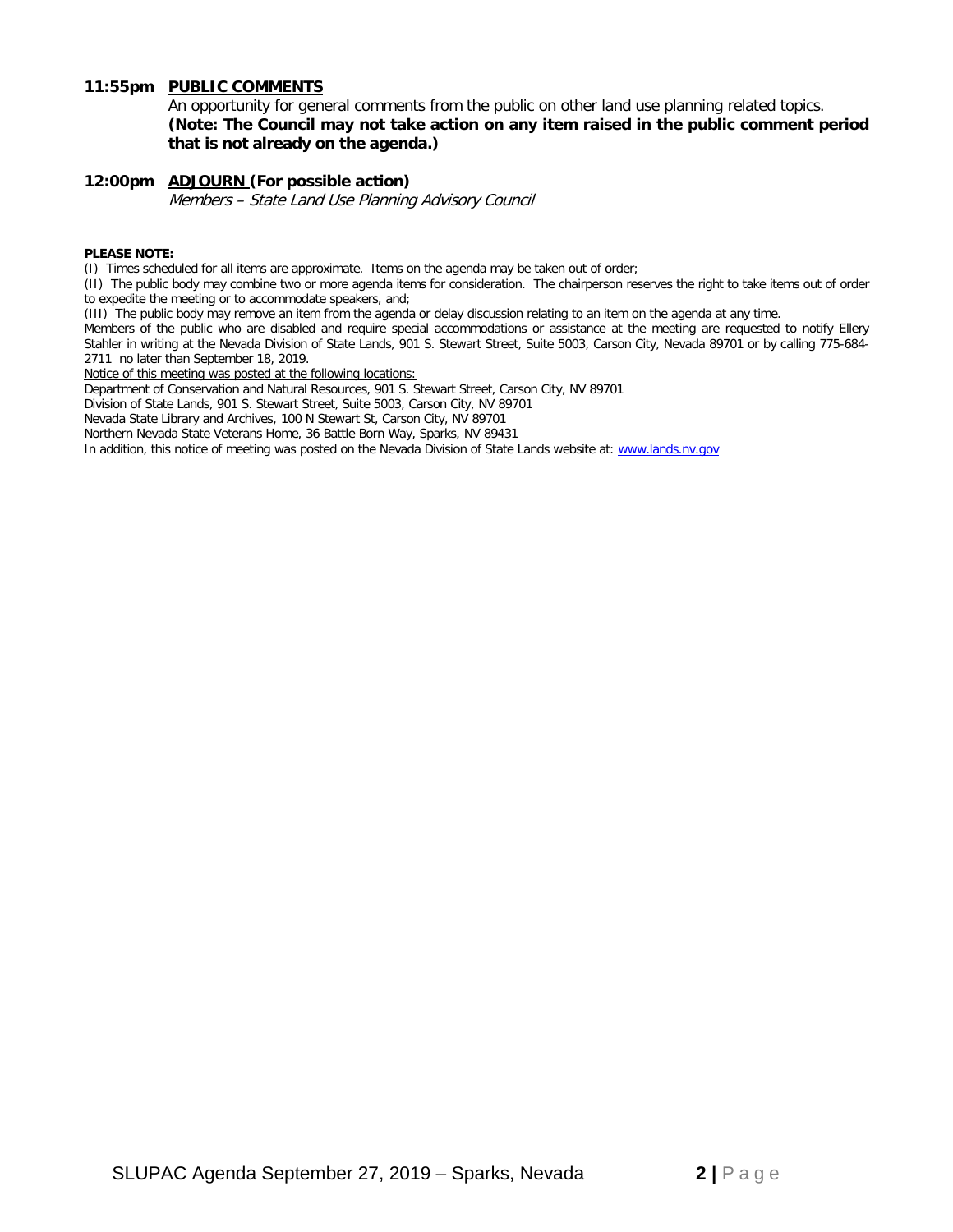**11:55pm** **<u>PUBLIC COMMENTS</u>**

An opportunity for general comments from the public on other land use planning related topics. **(Note: The Council may not take action on any item raised in the public comment period that is not already on the agenda.)**

**12:00pm** **<u>ADJOURN</u> (For possible action)**

*Members – State Land Use Planning Advisory Council*

**<u>PLEASE NOTE:</u>**

(I) Times scheduled for all items are approximate. Items on the agenda may be taken out of order;

(II) The public body may combine two or more agenda items for consideration. The chairperson reserves the right to take items out of order to expedite the meeting or to accommodate speakers, and;

(III) The public body may remove an item from the agenda or delay discussion relating to an item on the agenda at any time.

Members of the public who are disabled and require special accommodations or assistance at the meeting are requested to notify Ellery Stahler in writing at the Nevada Division of State Lands, 901 S. Stewart Street, Suite 5003, Carson City, Nevada 89701 or by calling 775-684-2711 no later than September 18, 2019.

<u>Notice of this meeting was posted at the following locations:</u>

Department of Conservation and Natural Resources, 901 S. Stewart Street, Carson City, NV 89701

Division of State Lands, 901 S. Stewart Street, Suite 5003, Carson City, NV 89701

Nevada State Library and Archives, 100 N Stewart St, Carson City, NV 89701

Northern Nevada State Veterans Home, 36 Battle Born Way, Sparks, NV 89431

In addition, this notice of meeting was posted on the Nevada Division of State Lands website at: www.lands.nv.gov